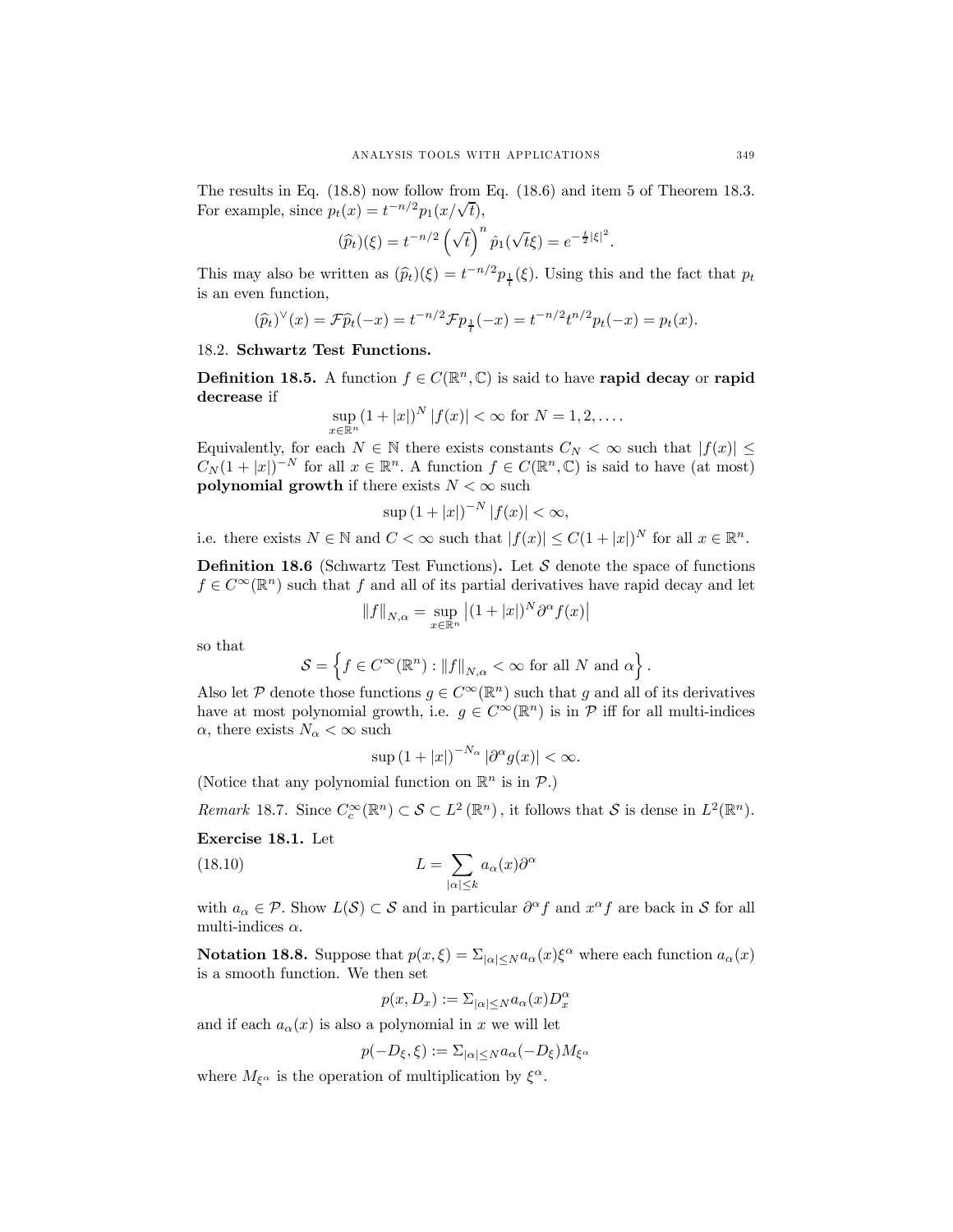The results in Eq. (18.8) now follow from Eq. (18.6) and item 5 of Theorem 18.3. For example, since $p_t(x) = t^{-n/2} p_1(x/\sqrt{t})$,

$$(\widehat{p}_t)(\xi) = t^{-n/2} \left(\sqrt{t}\right)^n \hat{p}_1(\sqrt{t}\xi) = e^{-\frac{t}{2}|\xi|^2}.$$

This may also be written as $(\widehat{p}_t)(\xi) = t^{-n/2} p_{\frac{1}{t}}(\xi)$. Using this and the fact that $p_t$ is an even function,

$$(\widehat{p}_t)^{\vee}(x) = \mathcal{F}\widehat{p}_t(-x) = t^{-n/2}\mathcal{F}p_{\frac{1}{t}}(-x) = t^{-n/2}t^{n/2}p_t(-x) = p_t(x).$$

## 18.2. **Schwartz Test Functions.**

**Definition 18.5.** A function $f \in C(\mathbb{R}^n, \mathbb{C})$ is said to have **rapid decay** or **rapid decrease** if

$$\sup_{x \in \mathbb{R}^n} (1 + |x|)^N |f(x)| < \infty \text{ for } N = 1, 2, \ldots.$$

Equivalently, for each $N \in \mathbb{N}$ there exists constants $C_N < \infty$ such that $|f(x)| \le C_N(1 + |x|)^{-N}$ for all $x \in \mathbb{R}^n$. A function $f \in C(\mathbb{R}^n, \mathbb{C})$ is said to have (at most) **polynomial growth** if there exists $N < \infty$ such

$$\sup (1 + |x|)^{-N} |f(x)| < \infty,$$

i.e. there exists $N \in \mathbb{N}$ and $C < \infty$ such that $|f(x)| \le C(1 + |x|)^N$ for all $x \in \mathbb{R}^n$.

**Definition 18.6** (Schwartz Test Functions)**.** Let $\mathcal{S}$ denote the space of functions $f \in C^\infty(\mathbb{R}^n)$ such that $f$ and all of its partial derivatives have rapid decay and let

$$\|f\|_{N,\alpha} = \sup_{x \in \mathbb{R}^n} \left|(1 + |x|)^N \partial^\alpha f(x)\right|$$

so that

$$\mathcal{S} = \left\{ f \in C^\infty(\mathbb{R}^n) : \|f\|_{N,\alpha} < \infty \text{ for all } N \text{ and } \alpha \right\}.$$

Also let $\mathcal{P}$ denote those functions $g \in C^\infty(\mathbb{R}^n)$ such that $g$ and all of its derivatives have at most polynomial growth, i.e. $g \in C^\infty(\mathbb{R}^n)$ is in $\mathcal{P}$ iff for all multi-indices $\alpha$, there exists $N_\alpha < \infty$ such

$$\sup (1 + |x|)^{-N_\alpha} |\partial^\alpha g(x)| < \infty.$$

(Notice that any polynomial function on $\mathbb{R}^n$ is in $\mathcal{P}$.)

*Remark* 18.7. Since $C_c^\infty(\mathbb{R}^n) \subset \mathcal{S} \subset L^2(\mathbb{R}^n)$, it follows that $\mathcal{S}$ is dense in $L^2(\mathbb{R}^n)$.

**Exercise 18.1.** Let

$$L = \sum_{|\alpha| \le k} a_\alpha(x) \partial^\alpha \tag{18.10}$$

with $a_\alpha \in \mathcal{P}$. Show $L(\mathcal{S}) \subset \mathcal{S}$ and in particular $\partial^\alpha f$ and $x^\alpha f$ are back in $\mathcal{S}$ for all multi-indices $\alpha$.

**Notation 18.8.** Suppose that $p(x, \xi) = \Sigma_{|\alpha| \le N} a_\alpha(x) \xi^\alpha$ where each function $a_\alpha(x)$ is a smooth function. We then set

$$p(x, D_x) := \Sigma_{|\alpha| \le N} a_\alpha(x) D_x^\alpha$$

and if each $a_\alpha(x)$ is also a polynomial in $x$ we will let

$$p(-D_\xi, \xi) := \Sigma_{|\alpha| \le N} a_\alpha(-D_\xi) M_{\xi^\alpha}$$

where $M_{\xi^\alpha}$ is the operation of multiplication by $\xi^\alpha$.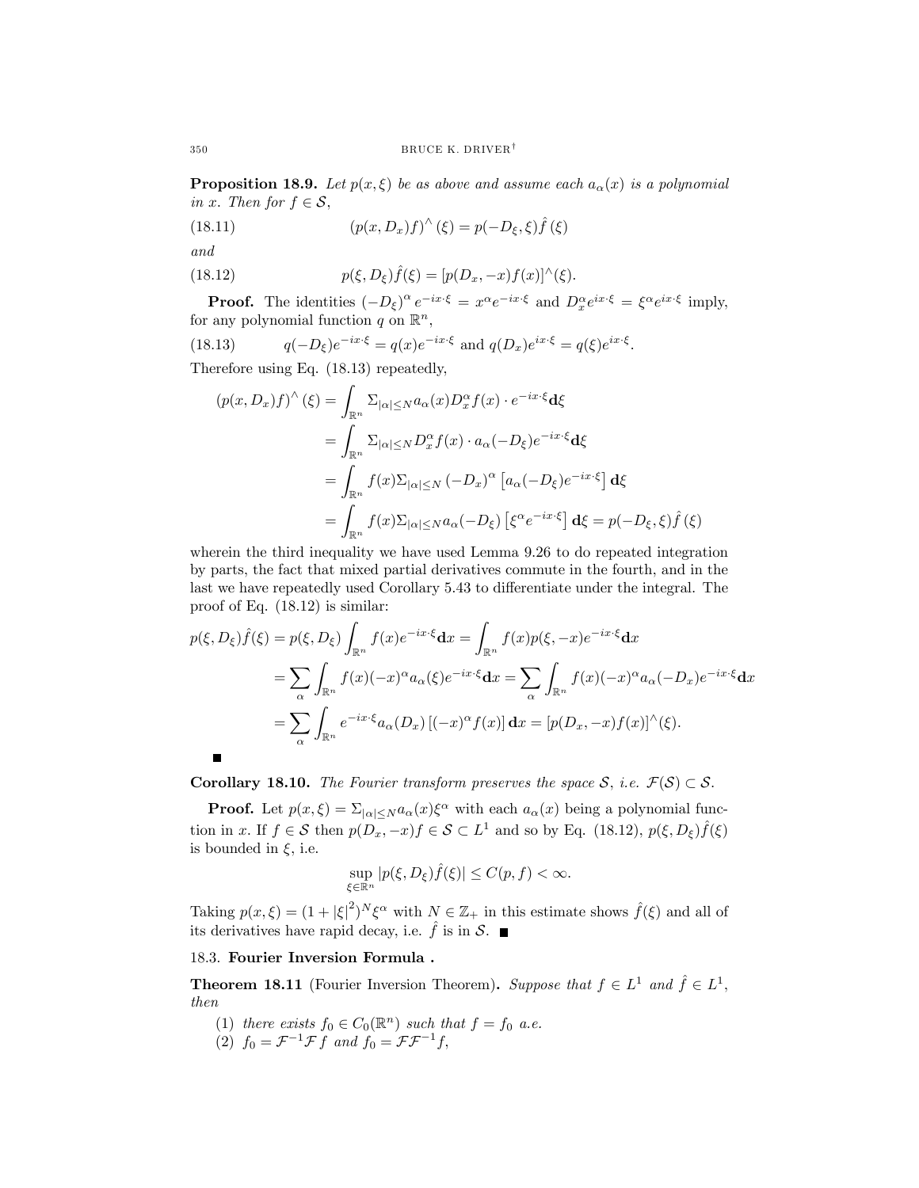**Proposition 18.9.** *Let $p(x,\xi)$ be as above and assume each $a_\alpha(x)$ is a polynomial in $x$. Then for $f \in \mathcal{S}$,*

$$(p(x,D_x)f)^\wedge(\xi) = p(-D_\xi,\xi)\hat{f}(\xi) \tag{18.11}$$

*and*

$$p(\xi,D_\xi)\hat{f}(\xi) = [p(D_x,-x)f(x)]^\wedge(\xi). \tag{18.12}$$

**Proof.** The identities $(-D_\xi)^\alpha e^{-ix\cdot\xi} = x^\alpha e^{-ix\cdot\xi}$ and $D_x^\alpha e^{ix\cdot\xi} = \xi^\alpha e^{ix\cdot\xi}$ imply, for any polynomial function $q$ on $\mathbb{R}^n$,

$$q(-D_\xi)e^{-ix\cdot\xi} = q(x)e^{-ix\cdot\xi} \text{ and } q(D_x)e^{ix\cdot\xi} = q(\xi)e^{ix\cdot\xi}. \tag{18.13}$$

Therefore using Eq. (18.13) repeatedly,

$$\begin{aligned}
(p(x,D_x)f)^\wedge(\xi) &= \int_{\mathbb{R}^n} \Sigma_{|\alpha|\le N} a_\alpha(x) D_x^\alpha f(x)\cdot e^{-ix\cdot\xi}\mathbf{d}\xi \\
&= \int_{\mathbb{R}^n} \Sigma_{|\alpha|\le N} D_x^\alpha f(x)\cdot a_\alpha(-D_\xi)e^{-ix\cdot\xi}\mathbf{d}\xi \\
&= \int_{\mathbb{R}^n} f(x)\Sigma_{|\alpha|\le N}(-D_x)^\alpha\left[a_\alpha(-D_\xi)e^{-ix\cdot\xi}\right]\mathbf{d}\xi \\
&= \int_{\mathbb{R}^n} f(x)\Sigma_{|\alpha|\le N} a_\alpha(-D_\xi)\left[\xi^\alpha e^{-ix\cdot\xi}\right]\mathbf{d}\xi = p(-D_\xi,\xi)\hat{f}(\xi)
\end{aligned}$$

wherein the third inequality we have used Lemma 9.26 to do repeated integration by parts, the fact that mixed partial derivatives commute in the fourth, and in the last we have repeatedly used Corollary 5.43 to differentiate under the integral. The proof of Eq. (18.12) is similar:

$$\begin{aligned}
p(\xi,D_\xi)\hat{f}(\xi) &= p(\xi,D_\xi)\int_{\mathbb{R}^n} f(x)e^{-ix\cdot\xi}\mathbf{d}x = \int_{\mathbb{R}^n} f(x)p(\xi,-x)e^{-ix\cdot\xi}\mathbf{d}x \\
&= \sum_\alpha \int_{\mathbb{R}^n} f(x)(-x)^\alpha a_\alpha(\xi)e^{-ix\cdot\xi}\mathbf{d}x = \sum_\alpha \int_{\mathbb{R}^n} f(x)(-x)^\alpha a_\alpha(-D_x)e^{-ix\cdot\xi}\mathbf{d}x \\
&= \sum_\alpha \int_{\mathbb{R}^n} e^{-ix\cdot\xi}a_\alpha(D_x)\left[(-x)^\alpha f(x)\right]\mathbf{d}x = [p(D_x,-x)f(x)]^\wedge(\xi).
\end{aligned}$$

■

**Corollary 18.10.** *The Fourier transform preserves the space $\mathcal{S}$, i.e. $\mathcal{F}(\mathcal{S}) \subset \mathcal{S}$.*

**Proof.** Let $p(x,\xi) = \Sigma_{|\alpha|\le N} a_\alpha(x)\xi^\alpha$ with each $a_\alpha(x)$ being a polynomial function in $x$. If $f \in \mathcal{S}$ then $p(D_x,-x)f \in \mathcal{S} \subset L^1$ and so by Eq. (18.12), $p(\xi,D_\xi)\hat{f}(\xi)$ is bounded in $\xi$, i.e.

$$\sup_{\xi\in\mathbb{R}^n} |p(\xi,D_\xi)\hat{f}(\xi)| \le C(p,f) < \infty.$$

Taking $p(x,\xi) = (1+|\xi|^2)^N\xi^\alpha$ with $N \in \mathbb{Z}_+$ in this estimate shows $\hat{f}(\xi)$ and all of its derivatives have rapid decay, i.e. $\hat{f}$ is in $\mathcal{S}$. ■

### 18.3. Fourier Inversion Formula .

**Theorem 18.11** (Fourier Inversion Theorem)**.** *Suppose that $f \in L^1$ and $\hat{f} \in L^1$, then*

1. *there exists $f_0 \in C_0(\mathbb{R}^n)$ such that $f = f_0$ a.e.*
2. *$f_0 = \mathcal{F}^{-1}\mathcal{F}f$ and $f_0 = \mathcal{F}\mathcal{F}^{-1}f$,*